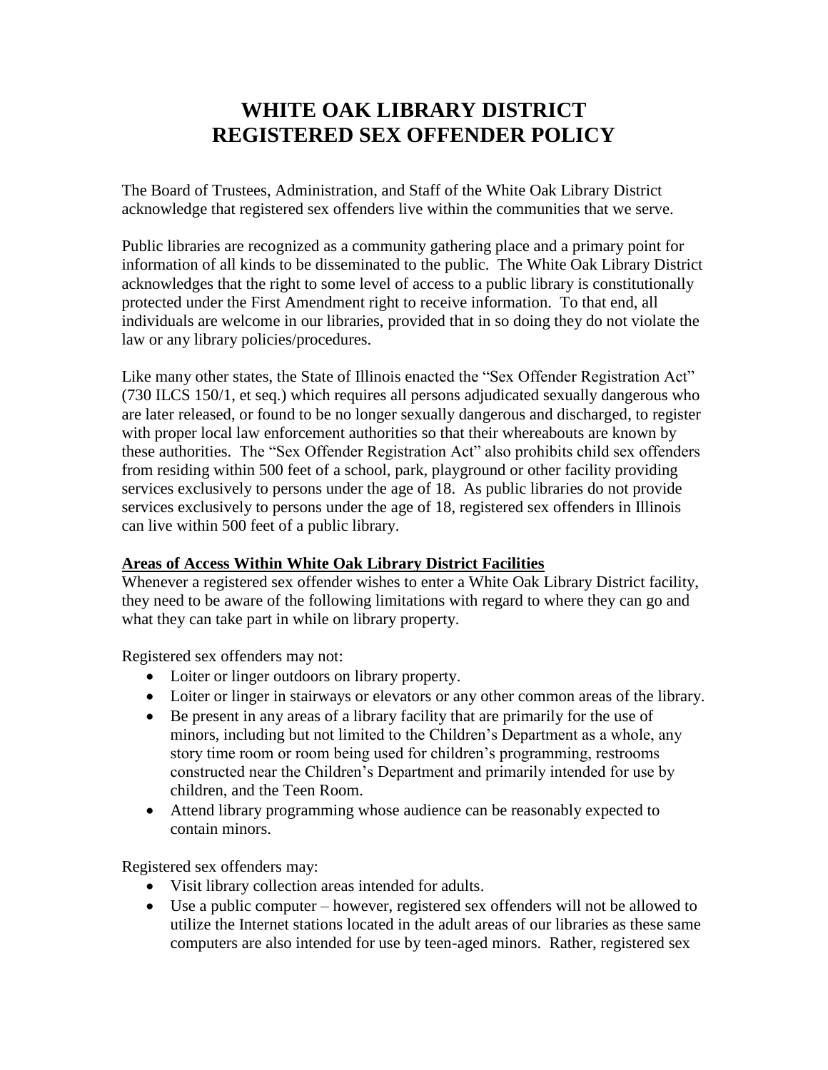# WHITE OAK LIBRARY DISTRICT
# REGISTERED SEX OFFENDER POLICY

The Board of Trustees, Administration, and Staff of the White Oak Library District acknowledge that registered sex offenders live within the communities that we serve.

Public libraries are recognized as a community gathering place and a primary point for information of all kinds to be disseminated to the public. The White Oak Library District acknowledges that the right to some level of access to a public library is constitutionally protected under the First Amendment right to receive information. To that end, all individuals are welcome in our libraries, provided that in so doing they do not violate the law or any library policies/procedures.

Like many other states, the State of Illinois enacted the "Sex Offender Registration Act" (730 ILCS 150/1, et seq.) which requires all persons adjudicated sexually dangerous who are later released, or found to be no longer sexually dangerous and discharged, to register with proper local law enforcement authorities so that their whereabouts are known by these authorities. The "Sex Offender Registration Act" also prohibits child sex offenders from residing within 500 feet of a school, park, playground or other facility providing services exclusively to persons under the age of 18. As public libraries do not provide services exclusively to persons under the age of 18, registered sex offenders in Illinois can live within 500 feet of a public library.

**Areas of Access Within White Oak Library District Facilities**

Whenever a registered sex offender wishes to enter a White Oak Library District facility, they need to be aware of the following limitations with regard to where they can go and what they can take part in while on library property.

Registered sex offenders may not:

- Loiter or linger outdoors on library property.
- Loiter or linger in stairways or elevators or any other common areas of the library.
- Be present in any areas of a library facility that are primarily for the use of minors, including but not limited to the Children's Department as a whole, any story time room or room being used for children's programming, restrooms constructed near the Children's Department and primarily intended for use by children, and the Teen Room.
- Attend library programming whose audience can be reasonably expected to contain minors.

Registered sex offenders may:

- Visit library collection areas intended for adults.
- Use a public computer – however, registered sex offenders will not be allowed to utilize the Internet stations located in the adult areas of our libraries as these same computers are also intended for use by teen-aged minors. Rather, registered sex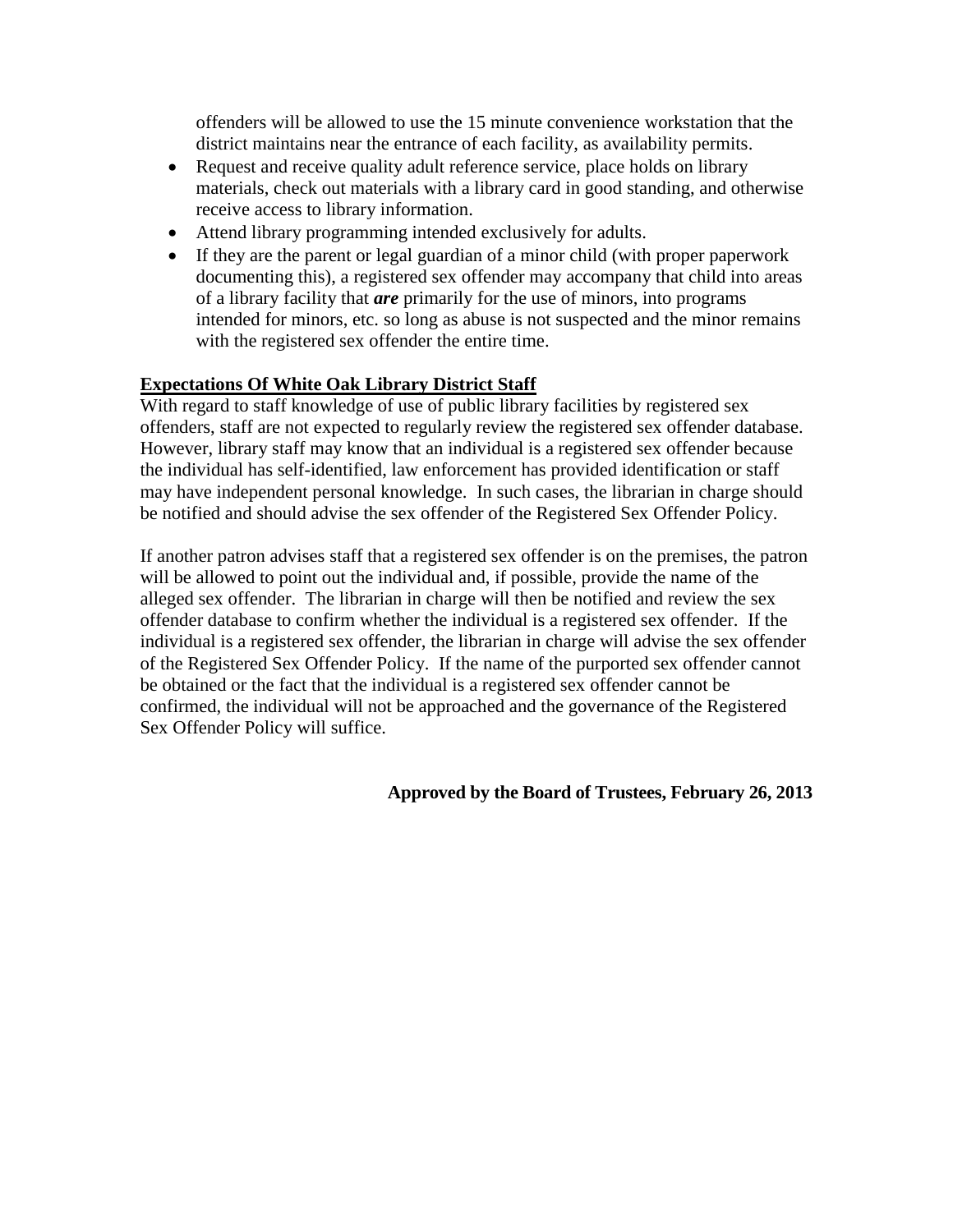offenders will be allowed to use the 15 minute convenience workstation that the district maintains near the entrance of each facility, as availability permits.

- Request and receive quality adult reference service, place holds on library materials, check out materials with a library card in good standing, and otherwise receive access to library information.
- Attend library programming intended exclusively for adults.
- If they are the parent or legal guardian of a minor child (with proper paperwork documenting this), a registered sex offender may accompany that child into areas of a library facility that ***are*** primarily for the use of minors, into programs intended for minors, etc. so long as abuse is not suspected and the minor remains with the registered sex offender the entire time.

**Expectations Of White Oak Library District Staff**

With regard to staff knowledge of use of public library facilities by registered sex offenders, staff are not expected to regularly review the registered sex offender database. However, library staff may know that an individual is a registered sex offender because the individual has self-identified, law enforcement has provided identification or staff may have independent personal knowledge. In such cases, the librarian in charge should be notified and should advise the sex offender of the Registered Sex Offender Policy.

If another patron advises staff that a registered sex offender is on the premises, the patron will be allowed to point out the individual and, if possible, provide the name of the alleged sex offender. The librarian in charge will then be notified and review the sex offender database to confirm whether the individual is a registered sex offender. If the individual is a registered sex offender, the librarian in charge will advise the sex offender of the Registered Sex Offender Policy. If the name of the purported sex offender cannot be obtained or the fact that the individual is a registered sex offender cannot be confirmed, the individual will not be approached and the governance of the Registered Sex Offender Policy will suffice.

**Approved by the Board of Trustees, February 26, 2013**